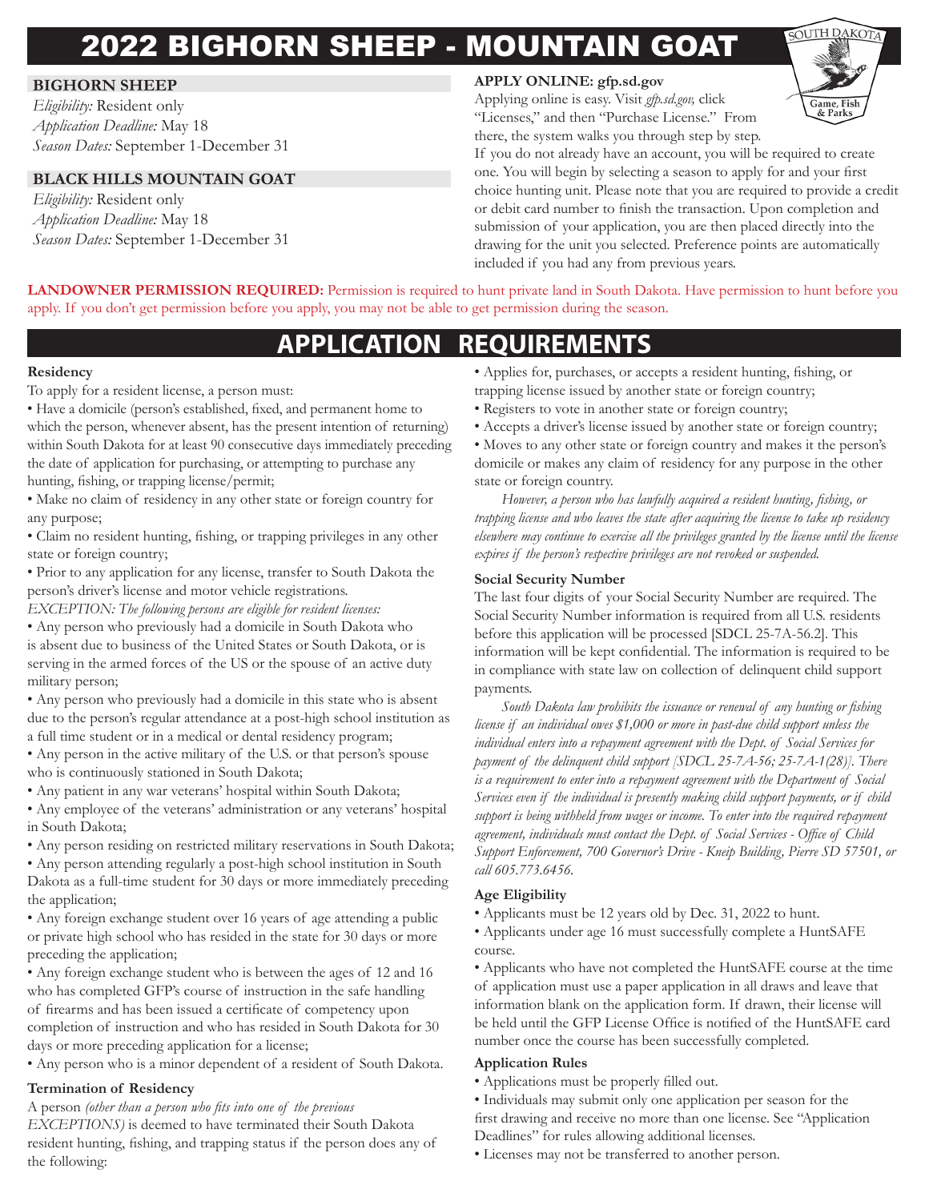# 2022 BIGHORN SHEEP - MOUNTAIN GOAT

## BIGHORN SHEEP

*Eligibility:* Resident only
*Application Deadline:* May 18
*Season Dates:* September 1-December 31

## BLACK HILLS MOUNTAIN GOAT

*Eligibility:* Resident only
*Application Deadline:* May 18
*Season Dates:* September 1-December 31

**APPLY ONLINE: gfp.sd.gov**

Applying online is easy. Visit *gfp.sd.gov,* click "Licenses," and then "Purchase License." From there, the system walks you through step by step. If you do not already have an account, you will be required to create one. You will begin by selecting a season to apply for and your first choice hunting unit. Please note that you are required to provide a credit or debit card number to finish the transaction. Upon completion and submission of your application, you are then placed directly into the drawing for the unit you selected. Preference points are automatically included if you had any from previous years.

**LANDOWNER PERMISSION REQUIRED:** Permission is required to hunt private land in South Dakota. Have permission to hunt before you apply. If you don't get permission before you apply, you may not be able to get permission during the season.

# APPLICATION REQUIREMENTS

### Residency

To apply for a resident license, a person must:

- Have a domicile (person's established, fixed, and permanent home to which the person, whenever absent, has the present intention of returning) within South Dakota for at least 90 consecutive days immediately preceding the date of application for purchasing, or attempting to purchase any hunting, fishing, or trapping license/permit;
- Make no claim of residency in any other state or foreign country for any purpose;
- Claim no resident hunting, fishing, or trapping privileges in any other state or foreign country;
- Prior to any application for any license, transfer to South Dakota the person's driver's license and motor vehicle registrations.

*EXCEPTION: The following persons are eligible for resident licenses:*

- Any person who previously had a domicile in South Dakota who is absent due to business of the United States or South Dakota, or is serving in the armed forces of the US or the spouse of an active duty military person;
- Any person who previously had a domicile in this state who is absent due to the person's regular attendance at a post-high school institution as a full time student or in a medical or dental residency program;
- Any person in the active military of the U.S. or that person's spouse who is continuously stationed in South Dakota;
- Any patient in any war veterans' hospital within South Dakota;
- Any employee of the veterans' administration or any veterans' hospital in South Dakota;
- Any person residing on restricted military reservations in South Dakota;
- Any person attending regularly a post-high school institution in South Dakota as a full-time student for 30 days or more immediately preceding the application;
- Any foreign exchange student over 16 years of age attending a public or private high school who has resided in the state for 30 days or more preceding the application;
- Any foreign exchange student who is between the ages of 12 and 16 who has completed GFP's course of instruction in the safe handling of firearms and has been issued a certificate of competency upon completion of instruction and who has resided in South Dakota for 30 days or more preceding application for a license;
- Any person who is a minor dependent of a resident of South Dakota.

### Termination of Residency

A person *(other than a person who fits into one of the previous EXCEPTIONS)* is deemed to have terminated their South Dakota resident hunting, fishing, and trapping status if the person does any of the following:

- Applies for, purchases, or accepts a resident hunting, fishing, or trapping license issued by another state or foreign country;
- Registers to vote in another state or foreign country;
- Accepts a driver's license issued by another state or foreign country;
- Moves to any other state or foreign country and makes it the person's domicile or makes any claim of residency for any purpose in the other state or foreign country.

*However, a person who has lawfully acquired a resident hunting, fishing, or trapping license and who leaves the state after acquiring the license to take up residency elsewhere may continue to exercise all the privileges granted by the license until the license expires if the person's respective privileges are not revoked or suspended.*

### Social Security Number

The last four digits of your Social Security Number are required. The Social Security Number information is required from all U.S. residents before this application will be processed [SDCL 25-7A-56.2]. This information will be kept confidential. The information is required to be in compliance with state law on collection of delinquent child support payments.

*South Dakota law prohibits the issuance or renewal of any hunting or fishing license if an individual owes $1,000 or more in past-due child support unless the individual enters into a repayment agreement with the Dept. of Social Services for payment of the delinquent child support [SDCL 25-7A-56; 25-7A-1(28)]. There is a requirement to enter into a repayment agreement with the Department of Social Services even if the individual is presently making child support payments, or if child support is being withheld from wages or income. To enter into the required repayment agreement, individuals must contact the Dept. of Social Services - Office of Child Support Enforcement, 700 Governor's Drive - Kneip Building, Pierre SD 57501, or call 605.773.6456.*

### Age Eligibility

- Applicants must be 12 years old by Dec. 31, 2022 to hunt.
- Applicants under age 16 must successfully complete a HuntSAFE course.
- Applicants who have not completed the HuntSAFE course at the time of application must use a paper application in all draws and leave that information blank on the application form. If drawn, their license will be held until the GFP License Office is notified of the HuntSAFE card number once the course has been successfully completed.

### Application Rules

- Applications must be properly filled out.
- Individuals may submit only one application per season for the first drawing and receive no more than one license. See "Application Deadlines" for rules allowing additional licenses.
- Licenses may not be transferred to another person.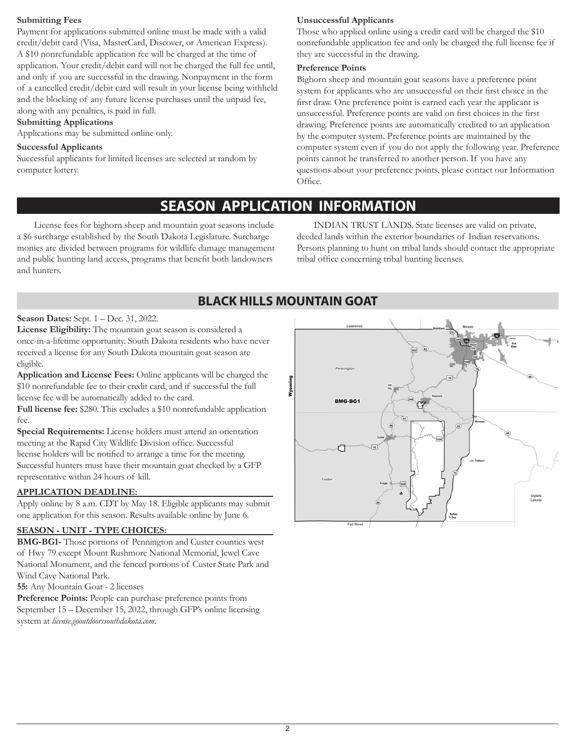**Submitting Fees**

Payment for applications submitted online must be made with a valid credit/debit card (Visa, MasterCard, Discover, or American Express). A $10 nonrefundable application fee will be charged at the time of application. Your credit/debit card will not be charged the full fee until, and only if you are successful in the drawing. Nonpayment in the form of a cancelled credit/debit card will result in your license being withheld and the blocking of any future license purchases until the unpaid fee, along with any penalties, is paid in full.

**Submitting Applications**

Applications may be submitted online only.

**Successful Applicants**

Successful applicants for limited licenses are selected at random by computer lottery.

**Unsuccessful Applicants**

Those who applied online using a credit card will be charged the $10 nonrefundable application fee and only be charged the full license fee if they are successful in the drawing.

**Preference Points**

Bighorn sheep and mountain goat seasons have a preference point system for applicants who are unsuccessful on their first choice in the first draw. One preference point is earned each year the applicant is unsuccessful. Preference points are valid on first choices in the first drawing. Preference points are automatically credited to an application by the computer system. Preference points are maintained by the computer system even if you do not apply the following year. Preference points cannot be transferred to another person. If you have any questions about your preference points, please contact our Information Office.

# SEASON APPLICATION INFORMATION

License fees for bighorn sheep and mountain goat seasons include a $6 surcharge established by the South Dakota Legislature. Surcharge monies are divided between programs for wildlife damage management and public hunting land access, programs that benefit both landowners and hunters.

INDIAN TRUST LANDS. State licenses are valid on private, deeded lands within the exterior boundaries of Indian reservations. Persons planning to hunt on tribal lands should contact the appropriate tribal office concerning tribal hunting licenses.

## BLACK HILLS MOUNTAIN GOAT

**Season Dates:** Sept. 1 – Dec. 31, 2022.

**License Eligibility:** The mountain goat season is considered a once-in-a-lifetime opportunity. South Dakota residents who have never received a license for any South Dakota mountain goat season are eligible.

**Application and License Fees:** Online applicants will be charged the $10 nonrefundable fee to their credit card, and if successful the full license fee will be automatically added to the card.

**Full license fee:** $280. This excludes a $10 nonrefundable application fee.

**Special Requirements:** License holders must attend an orientation meeting at the Rapid City Wildlife Division office. Successful license holders will be notified to arrange a time for the meeting. Successful hunters must have their mountain goat checked by a GFP representative within 24 hours of kill.

**APPLICATION DEADLINE:**

Apply online by 8 a.m. CDT by May 18. Eligible applicants may submit one application for this season. Results available online by June 6.

**SEASON - UNIT - TYPE CHOICES:**

**BMG-BG1-** Those portions of Pennington and Custer counties west of Hwy 79 except Mount Rushmore National Memorial, Jewel Cave National Monument, and the fenced portions of Custer State Park and Wind Cave National Park.

**55:** Any Mountain Goat - 2 licenses

**Preference Points:** People can purchase preference points from September 15 – December 15, 2022, through GFP's online licensing system at *license.gooutdoorssouthdakota.com*.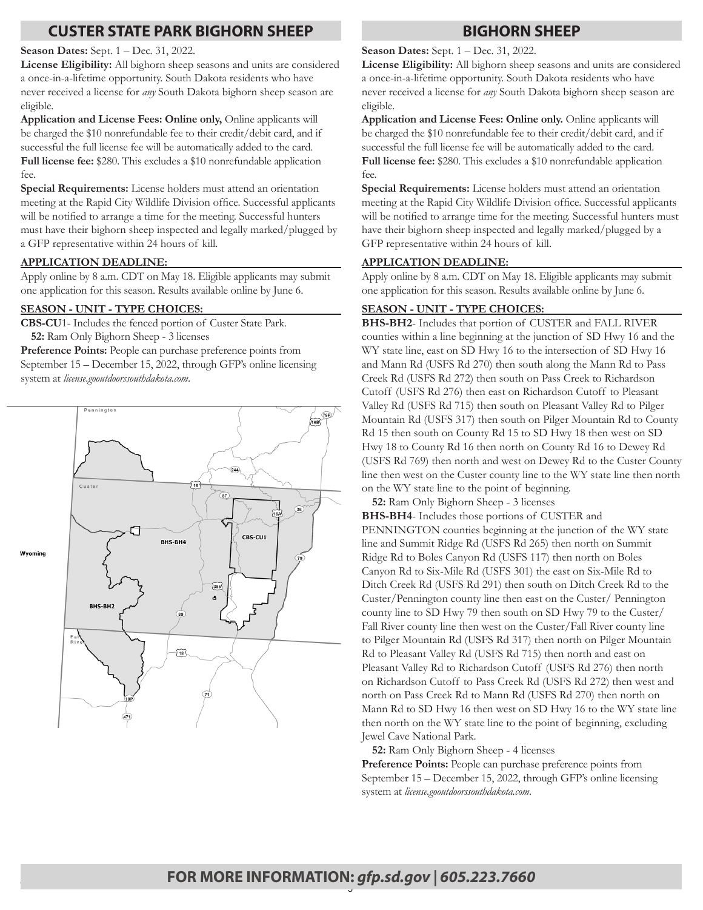# CUSTER STATE PARK BIGHORN SHEEP

**Season Dates:** Sept. 1 – Dec. 31, 2022.

**License Eligibility:** All bighorn sheep seasons and units are considered a once-in-a-lifetime opportunity. South Dakota residents who have never received a license for *any* South Dakota bighorn sheep season are eligible.

**Application and License Fees: Online only,** Online applicants will be charged the $10 nonrefundable fee to their credit/debit card, and if successful the full license fee will be automatically added to the card.

**Full license fee:** $280. This excludes a $10 nonrefundable application fee.

**Special Requirements:** License holders must attend an orientation meeting at the Rapid City Wildlife Division office. Successful applicants will be notified to arrange a time for the meeting. Successful hunters must have their bighorn sheep inspected and legally marked/plugged by a GFP representative within 24 hours of kill.

**APPLICATION DEADLINE:**

Apply online by 8 a.m. CDT on May 18. Eligible applicants may submit one application for this season. Results available online by June 6.

**SEASON - UNIT - TYPE CHOICES:**

**CBS-CU**1- Includes the fenced portion of Custer State Park.

**52:** Ram Only Bighorn Sheep - 3 licenses

**Preference Points:** People can purchase preference points from September 15 – December 15, 2022, through GFP's online licensing system at *license.gooutdoorssouthdakota.com*.

Pennington
Custer
Wyoming
BHS-BH4
CBS-CU1
BHS-BH2
Fall River
79P
16B
244
16
87
16A
36
79
385
89
18
18P
71
471

# BIGHORN SHEEP

**Season Dates:** Sept. 1 – Dec. 31, 2022.

**License Eligibility:** All bighorn sheep seasons and units are considered a once-in-a-lifetime opportunity. South Dakota residents who have never received a license for *any* South Dakota bighorn sheep season are eligible.

**Application and License Fees: Online only.** Online applicants will be charged the $10 nonrefundable fee to their credit/debit card, and if successful the full license fee will be automatically added to the card.

**Full license fee:** $280. This excludes a $10 nonrefundable application fee.

**Special Requirements:** License holders must attend an orientation meeting at the Rapid City Wildlife Division office. Successful applicants will be notified to arrange time for the meeting. Successful hunters must have their bighorn sheep inspected and legally marked/plugged by a GFP representative within 24 hours of kill.

**APPLICATION DEADLINE:**

Apply online by 8 a.m. CDT on May 18. Eligible applicants may submit one application for this season. Results available online by June 6.

**SEASON - UNIT - TYPE CHOICES:**

**BHS-BH2**- Includes that portion of CUSTER and FALL RIVER counties within a line beginning at the junction of SD Hwy 16 and the WY state line, east on SD Hwy 16 to the intersection of SD Hwy 16 and Mann Rd (USFS Rd 270) then south along the Mann Rd to Pass Creek Rd (USFS Rd 272) then south on Pass Creek to Richardson Cutoff (USFS Rd 276) then east on Richardson Cutoff to Pleasant Valley Rd (USFS Rd 715) then south on Pleasant Valley Rd to Pilger Mountain Rd (USFS 317) then south on Pilger Mountain Rd to County Rd 15 then south on County Rd 15 to SD Hwy 18 then west on SD Hwy 18 to County Rd 16 then north on County Rd 16 to Dewey Rd (USFS Rd 769) then north and west on Dewey Rd to the Custer County line then west on the Custer county line to the WY state line then north on the WY state line to the point of beginning.

**52:** Ram Only Bighorn Sheep - 3 licenses

**BHS-BH4**- Includes those portions of CUSTER and PENNINGTON counties beginning at the junction of the WY state line and Summit Ridge Rd (USFS Rd 265) then north on Summit Ridge Rd to Boles Canyon Rd (USFS 117) then north on Boles Canyon Rd to Six-Mile Rd (USFS 301) the east on Six-Mile Rd to Ditch Creek Rd (USFS Rd 291) then south on Ditch Creek Rd to the Custer/Pennington county line then east on the Custer/ Pennington county line to SD Hwy 79 then south on SD Hwy 79 to the Custer/ Fall River county line then west on the Custer/Fall River county line to Pilger Mountain Rd (USFS Rd 317) then north on Pilger Mountain Rd to Pleasant Valley Rd (USFS Rd 715) then north and east on Pleasant Valley Rd to Richardson Cutoff (USFS Rd 276) then north on Richardson Cutoff to Pass Creek Rd (USFS Rd 272) then west and north on Pass Creek Rd to Mann Rd (USFS Rd 270) then north on Mann Rd to SD Hwy 16 then west on SD Hwy 16 to the WY state line then north on the WY state line to the point of beginning, excluding Jewel Cave National Park.

**52:** Ram Only Bighorn Sheep - 4 licenses

**Preference Points:** People can purchase preference points from September 15 – December 15, 2022, through GFP's online licensing system at *license.gooutdoorssouthdakota.com*.

**FOR MORE INFORMATION:** ***gfp.sd.gov | 605.223.7660***